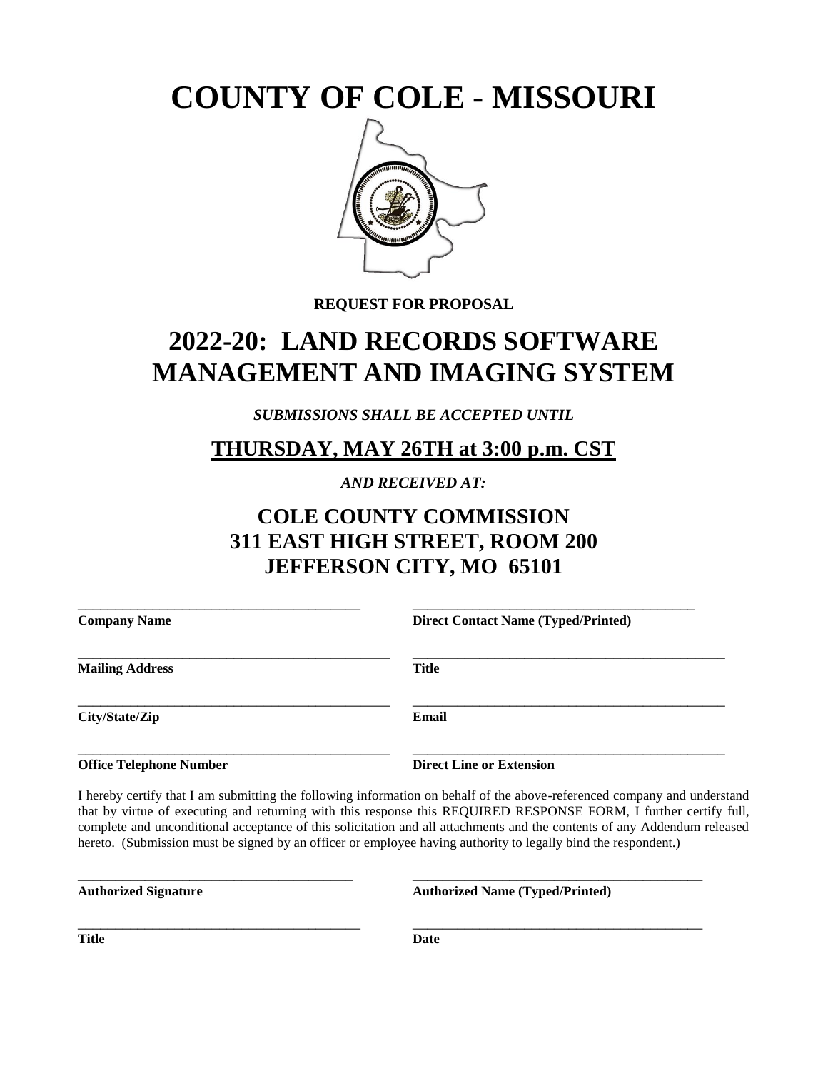# COUNTY OF COLE - MISSOURI

**REQUEST FOR PROPOSAL**

# 2022-20: LAND RECORDS SOFTWARE MANAGEMENT AND IMAGING SYSTEM

***SUBMISSIONS SHALL BE ACCEPTED UNTIL***

## THURSDAY, MAY 26TH at 3:00 p.m. CST

***AND RECEIVED AT:***

## COLE COUNTY COMMISSION
## 311 EAST HIGH STREET, ROOM 200
## JEFFERSON CITY, MO 65101

| | |
|---|---|
| \_\_\_\_\_\_\_\_\_\_\_\_\_\_\_\_\_\_\_\_\_\_\_\_\_\_\_\_\_\_\_\_\_\_\_\_\_\_\_\_ | \_\_\_\_\_\_\_\_\_\_\_\_\_\_\_\_\_\_\_\_\_\_\_\_\_\_\_\_\_\_\_\_\_\_\_\_\_\_\_\_ |
| **Company Name** | **Direct Contact Name (Typed/Printed)** |
| \_\_\_\_\_\_\_\_\_\_\_\_\_\_\_\_\_\_\_\_\_\_\_\_\_\_\_\_\_\_\_\_\_\_\_\_\_\_\_\_ | \_\_\_\_\_\_\_\_\_\_\_\_\_\_\_\_\_\_\_\_\_\_\_\_\_\_\_\_\_\_\_\_\_\_\_\_\_\_\_\_ |
| **Mailing Address** | **Title** |
| \_\_\_\_\_\_\_\_\_\_\_\_\_\_\_\_\_\_\_\_\_\_\_\_\_\_\_\_\_\_\_\_\_\_\_\_\_\_\_\_ | \_\_\_\_\_\_\_\_\_\_\_\_\_\_\_\_\_\_\_\_\_\_\_\_\_\_\_\_\_\_\_\_\_\_\_\_\_\_\_\_ |
| **City/State/Zip** | **Email** |
| \_\_\_\_\_\_\_\_\_\_\_\_\_\_\_\_\_\_\_\_\_\_\_\_\_\_\_\_\_\_\_\_\_\_\_\_\_\_\_\_ | \_\_\_\_\_\_\_\_\_\_\_\_\_\_\_\_\_\_\_\_\_\_\_\_\_\_\_\_\_\_\_\_\_\_\_\_\_\_\_\_ |
| **Office Telephone Number** | **Direct Line or Extension** |

I hereby certify that I am submitting the following information on behalf of the above-referenced company and understand that by virtue of executing and returning with this response this REQUIRED RESPONSE FORM, I further certify full, complete and unconditional acceptance of this solicitation and all attachments and the contents of any Addendum released hereto. (Submission must be signed by an officer or employee having authority to legally bind the respondent.)

| | |
|---|---|
| \_\_\_\_\_\_\_\_\_\_\_\_\_\_\_\_\_\_\_\_\_\_\_\_\_\_\_\_\_\_\_\_\_\_\_\_\_\_\_\_ | \_\_\_\_\_\_\_\_\_\_\_\_\_\_\_\_\_\_\_\_\_\_\_\_\_\_\_\_\_\_\_\_\_\_\_\_\_\_\_\_ |
| **Authorized Signature** | **Authorized Name (Typed/Printed)** |
| \_\_\_\_\_\_\_\_\_\_\_\_\_\_\_\_\_\_\_\_\_\_\_\_\_\_\_\_\_\_\_\_\_\_\_\_\_\_\_\_ | \_\_\_\_\_\_\_\_\_\_\_\_\_\_\_\_\_\_\_\_\_\_\_\_\_\_\_\_\_\_\_\_\_\_\_\_\_\_\_\_ |
| **Title** | **Date** |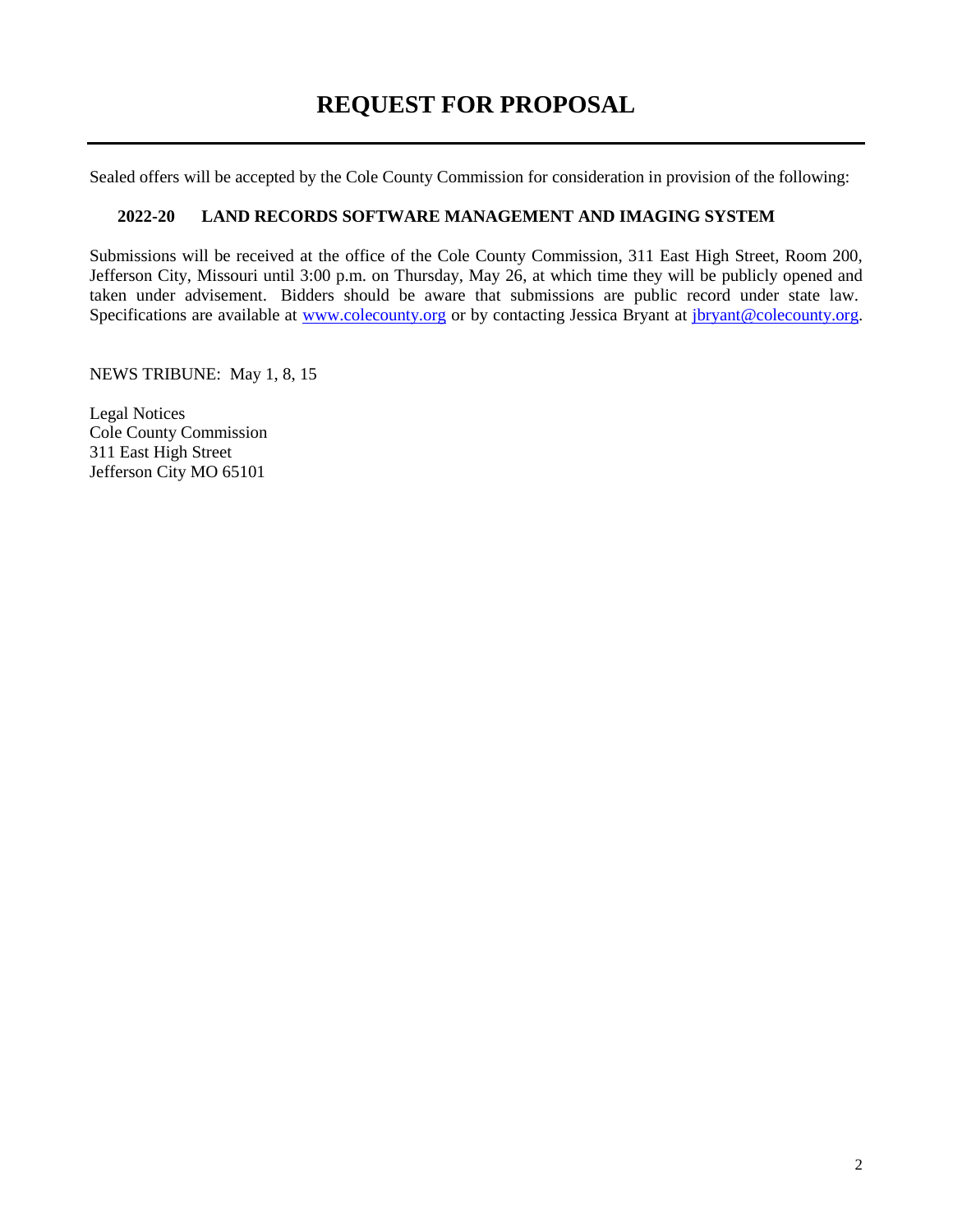# REQUEST FOR PROPOSAL

---

Sealed offers will be accepted by the Cole County Commission for consideration in provision of the following:

**2022-20 LAND RECORDS SOFTWARE MANAGEMENT AND IMAGING SYSTEM**

Submissions will be received at the office of the Cole County Commission, 311 East High Street, Room 200, Jefferson City, Missouri until 3:00 p.m. on Thursday, May 26, at which time they will be publicly opened and taken under advisement. Bidders should be aware that submissions are public record under state law. Specifications are available at www.colecounty.org or by contacting Jessica Bryant at jbryant@colecounty.org.

NEWS TRIBUNE: May 1, 8, 15

Legal Notices
Cole County Commission
311 East High Street
Jefferson City MO 65101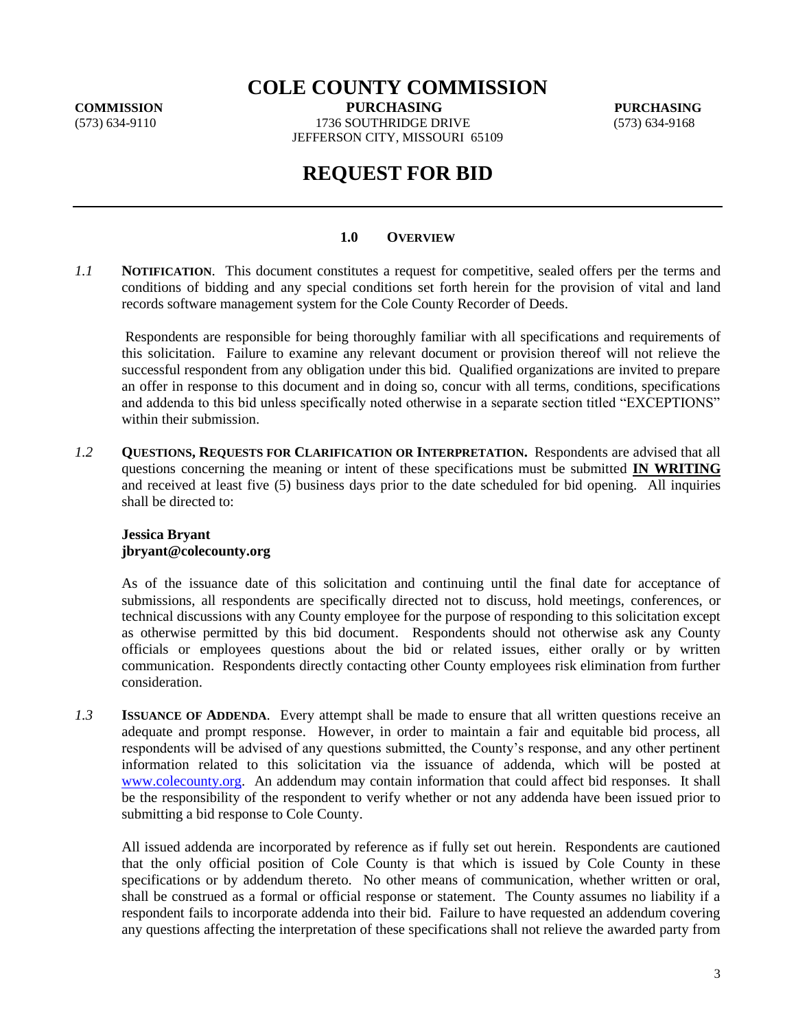# COLE COUNTY COMMISSION

**COMMISSION**
(573) 634-9110

**PURCHASING**
1736 SOUTHRIDGE DRIVE
JEFFERSON CITY, MISSOURI 65109

**PURCHASING**
(573) 634-9168

# REQUEST FOR BID

---

## 1.0 OVERVIEW

*1.1* **NOTIFICATION**. This document constitutes a request for competitive, sealed offers per the terms and conditions of bidding and any special conditions set forth herein for the provision of vital and land records software management system for the Cole County Recorder of Deeds.

Respondents are responsible for being thoroughly familiar with all specifications and requirements of this solicitation. Failure to examine any relevant document or provision thereof will not relieve the successful respondent from any obligation under this bid. Qualified organizations are invited to prepare an offer in response to this document and in doing so, concur with all terms, conditions, specifications and addenda to this bid unless specifically noted otherwise in a separate section titled "EXCEPTIONS" within their submission.

*1.2* **QUESTIONS, REQUESTS FOR CLARIFICATION OR INTERPRETATION.** Respondents are advised that all questions concerning the meaning or intent of these specifications must be submitted **IN WRITING** and received at least five (5) business days prior to the date scheduled for bid opening. All inquiries shall be directed to:

**Jessica Bryant**
**jbryant@colecounty.org**

As of the issuance date of this solicitation and continuing until the final date for acceptance of submissions, all respondents are specifically directed not to discuss, hold meetings, conferences, or technical discussions with any County employee for the purpose of responding to this solicitation except as otherwise permitted by this bid document. Respondents should not otherwise ask any County officials or employees questions about the bid or related issues, either orally or by written communication. Respondents directly contacting other County employees risk elimination from further consideration.

*1.3* **ISSUANCE OF ADDENDA**. Every attempt shall be made to ensure that all written questions receive an adequate and prompt response. However, in order to maintain a fair and equitable bid process, all respondents will be advised of any questions submitted, the County's response, and any other pertinent information related to this solicitation via the issuance of addenda, which will be posted at www.colecounty.org. An addendum may contain information that could affect bid responses. It shall be the responsibility of the respondent to verify whether or not any addenda have been issued prior to submitting a bid response to Cole County.

All issued addenda are incorporated by reference as if fully set out herein. Respondents are cautioned that the only official position of Cole County is that which is issued by Cole County in these specifications or by addendum thereto. No other means of communication, whether written or oral, shall be construed as a formal or official response or statement. The County assumes no liability if a respondent fails to incorporate addenda into their bid. Failure to have requested an addendum covering any questions affecting the interpretation of these specifications shall not relieve the awarded party from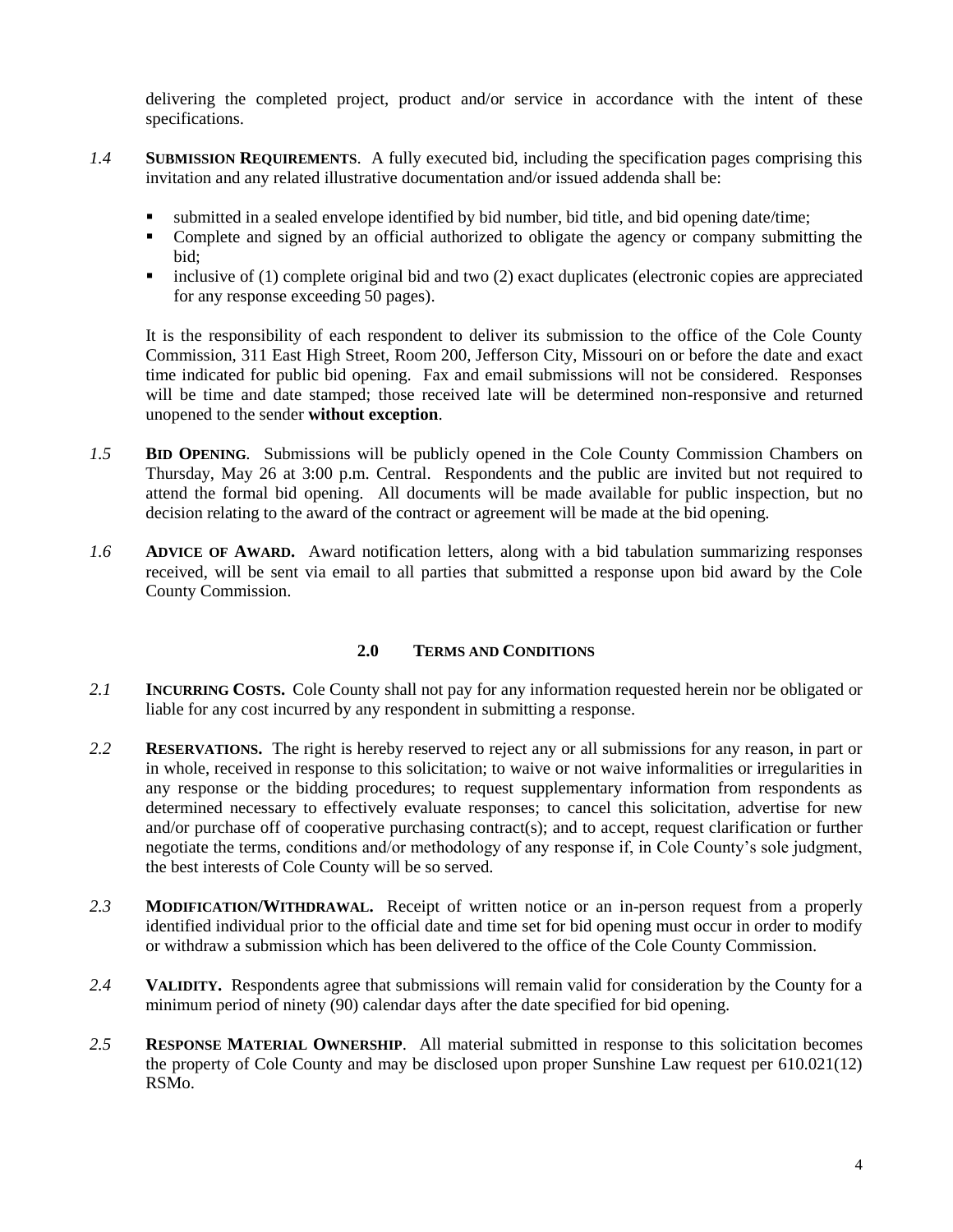delivering the completed project, product and/or service in accordance with the intent of these specifications.

*1.4* **SUBMISSION REQUIREMENTS**. A fully executed bid, including the specification pages comprising this invitation and any related illustrative documentation and/or issued addenda shall be:

- submitted in a sealed envelope identified by bid number, bid title, and bid opening date/time;
- Complete and signed by an official authorized to obligate the agency or company submitting the bid;
- inclusive of (1) complete original bid and two (2) exact duplicates (electronic copies are appreciated for any response exceeding 50 pages).

It is the responsibility of each respondent to deliver its submission to the office of the Cole County Commission, 311 East High Street, Room 200, Jefferson City, Missouri on or before the date and exact time indicated for public bid opening. Fax and email submissions will not be considered. Responses will be time and date stamped; those received late will be determined non-responsive and returned unopened to the sender **without exception**.

*1.5* **BID OPENING**. Submissions will be publicly opened in the Cole County Commission Chambers on Thursday, May 26 at 3:00 p.m. Central. Respondents and the public are invited but not required to attend the formal bid opening. All documents will be made available for public inspection, but no decision relating to the award of the contract or agreement will be made at the bid opening.

*1.6* **ADVICE OF AWARD.** Award notification letters, along with a bid tabulation summarizing responses received, will be sent via email to all parties that submitted a response upon bid award by the Cole County Commission.

## 2.0 TERMS AND CONDITIONS

*2.1* **INCURRING COSTS.** Cole County shall not pay for any information requested herein nor be obligated or liable for any cost incurred by any respondent in submitting a response.

*2.2* **RESERVATIONS.** The right is hereby reserved to reject any or all submissions for any reason, in part or in whole, received in response to this solicitation; to waive or not waive informalities or irregularities in any response or the bidding procedures; to request supplementary information from respondents as determined necessary to effectively evaluate responses; to cancel this solicitation, advertise for new and/or purchase off of cooperative purchasing contract(s); and to accept, request clarification or further negotiate the terms, conditions and/or methodology of any response if, in Cole County's sole judgment, the best interests of Cole County will be so served.

*2.3* **MODIFICATION/WITHDRAWAL.** Receipt of written notice or an in-person request from a properly identified individual prior to the official date and time set for bid opening must occur in order to modify or withdraw a submission which has been delivered to the office of the Cole County Commission.

*2.4* **VALIDITY.** Respondents agree that submissions will remain valid for consideration by the County for a minimum period of ninety (90) calendar days after the date specified for bid opening.

*2.5* **RESPONSE MATERIAL OWNERSHIP**. All material submitted in response to this solicitation becomes the property of Cole County and may be disclosed upon proper Sunshine Law request per 610.021(12) RSMo.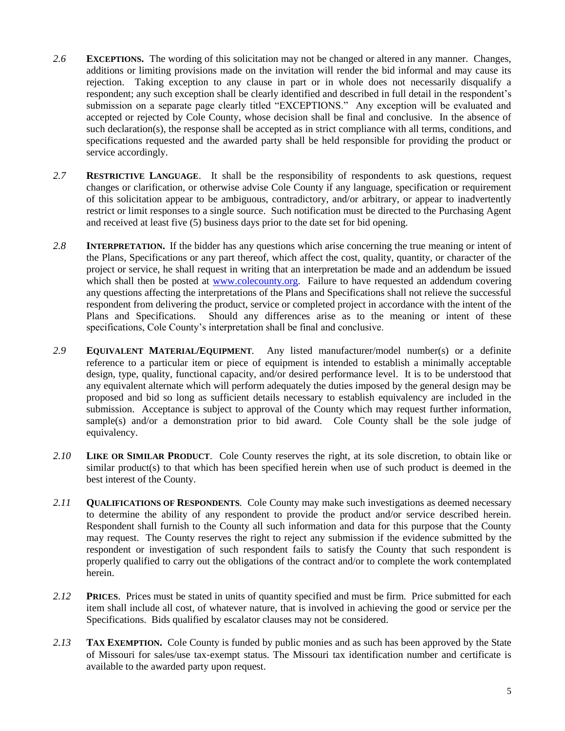*2.6* **EXCEPTIONS.** The wording of this solicitation may not be changed or altered in any manner. Changes, additions or limiting provisions made on the invitation will render the bid informal and may cause its rejection. Taking exception to any clause in part or in whole does not necessarily disqualify a respondent; any such exception shall be clearly identified and described in full detail in the respondent's submission on a separate page clearly titled "EXCEPTIONS." Any exception will be evaluated and accepted or rejected by Cole County, whose decision shall be final and conclusive. In the absence of such declaration(s), the response shall be accepted as in strict compliance with all terms, conditions, and specifications requested and the awarded party shall be held responsible for providing the product or service accordingly.

*2.7* **RESTRICTIVE LANGUAGE**. It shall be the responsibility of respondents to ask questions, request changes or clarification, or otherwise advise Cole County if any language, specification or requirement of this solicitation appear to be ambiguous, contradictory, and/or arbitrary, or appear to inadvertently restrict or limit responses to a single source. Such notification must be directed to the Purchasing Agent and received at least five (5) business days prior to the date set for bid opening.

*2.8* **INTERPRETATION.** If the bidder has any questions which arise concerning the true meaning or intent of the Plans, Specifications or any part thereof, which affect the cost, quality, quantity, or character of the project or service, he shall request in writing that an interpretation be made and an addendum be issued which shall then be posted at www.colecounty.org. Failure to have requested an addendum covering any questions affecting the interpretations of the Plans and Specifications shall not relieve the successful respondent from delivering the product, service or completed project in accordance with the intent of the Plans and Specifications. Should any differences arise as to the meaning or intent of these specifications, Cole County's interpretation shall be final and conclusive.

*2.9* **EQUIVALENT MATERIAL/EQUIPMENT**. Any listed manufacturer/model number(s) or a definite reference to a particular item or piece of equipment is intended to establish a minimally acceptable design, type, quality, functional capacity, and/or desired performance level. It is to be understood that any equivalent alternate which will perform adequately the duties imposed by the general design may be proposed and bid so long as sufficient details necessary to establish equivalency are included in the submission. Acceptance is subject to approval of the County which may request further information, sample(s) and/or a demonstration prior to bid award. Cole County shall be the sole judge of equivalency.

*2.10* **LIKE OR SIMILAR PRODUCT**. Cole County reserves the right, at its sole discretion, to obtain like or similar product(s) to that which has been specified herein when use of such product is deemed in the best interest of the County.

*2.11* **QUALIFICATIONS OF RESPONDENTS**. Cole County may make such investigations as deemed necessary to determine the ability of any respondent to provide the product and/or service described herein. Respondent shall furnish to the County all such information and data for this purpose that the County may request. The County reserves the right to reject any submission if the evidence submitted by the respondent or investigation of such respondent fails to satisfy the County that such respondent is properly qualified to carry out the obligations of the contract and/or to complete the work contemplated herein.

*2.12* **PRICES**. Prices must be stated in units of quantity specified and must be firm. Price submitted for each item shall include all cost, of whatever nature, that is involved in achieving the good or service per the Specifications. Bids qualified by escalator clauses may not be considered.

*2.13* **TAX EXEMPTION.** Cole County is funded by public monies and as such has been approved by the State of Missouri for sales/use tax-exempt status. The Missouri tax identification number and certificate is available to the awarded party upon request.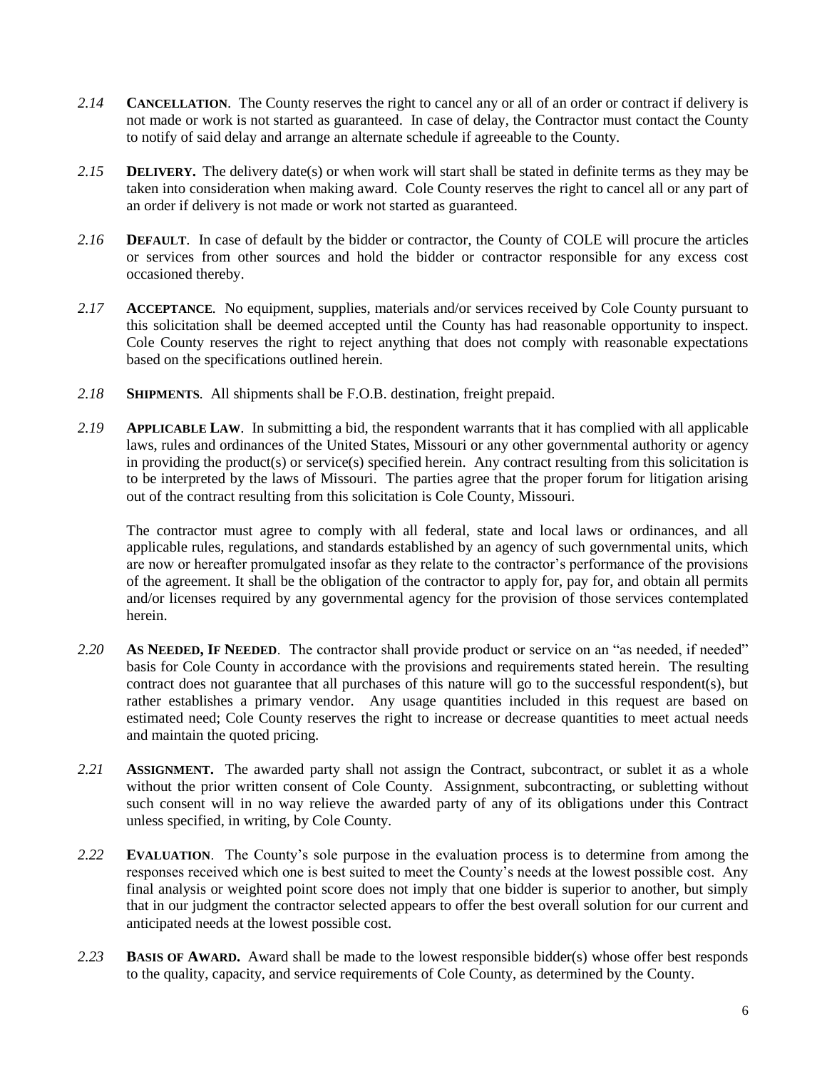*2.14* **CANCELLATION**. The County reserves the right to cancel any or all of an order or contract if delivery is not made or work is not started as guaranteed. In case of delay, the Contractor must contact the County to notify of said delay and arrange an alternate schedule if agreeable to the County.

*2.15* **DELIVERY.** The delivery date(s) or when work will start shall be stated in definite terms as they may be taken into consideration when making award. Cole County reserves the right to cancel all or any part of an order if delivery is not made or work not started as guaranteed.

*2.16* **DEFAULT**. In case of default by the bidder or contractor, the County of COLE will procure the articles or services from other sources and hold the bidder or contractor responsible for any excess cost occasioned thereby.

*2.17* **ACCEPTANCE**. No equipment, supplies, materials and/or services received by Cole County pursuant to this solicitation shall be deemed accepted until the County has had reasonable opportunity to inspect. Cole County reserves the right to reject anything that does not comply with reasonable expectations based on the specifications outlined herein.

*2.18* **SHIPMENTS**. All shipments shall be F.O.B. destination, freight prepaid.

*2.19* **APPLICABLE LAW**. In submitting a bid, the respondent warrants that it has complied with all applicable laws, rules and ordinances of the United States, Missouri or any other governmental authority or agency in providing the product(s) or service(s) specified herein. Any contract resulting from this solicitation is to be interpreted by the laws of Missouri. The parties agree that the proper forum for litigation arising out of the contract resulting from this solicitation is Cole County, Missouri.

The contractor must agree to comply with all federal, state and local laws or ordinances, and all applicable rules, regulations, and standards established by an agency of such governmental units, which are now or hereafter promulgated insofar as they relate to the contractor's performance of the provisions of the agreement. It shall be the obligation of the contractor to apply for, pay for, and obtain all permits and/or licenses required by any governmental agency for the provision of those services contemplated herein.

*2.20* **AS NEEDED, IF NEEDED**. The contractor shall provide product or service on an "as needed, if needed" basis for Cole County in accordance with the provisions and requirements stated herein. The resulting contract does not guarantee that all purchases of this nature will go to the successful respondent(s), but rather establishes a primary vendor. Any usage quantities included in this request are based on estimated need; Cole County reserves the right to increase or decrease quantities to meet actual needs and maintain the quoted pricing.

*2.21* **ASSIGNMENT.** The awarded party shall not assign the Contract, subcontract, or sublet it as a whole without the prior written consent of Cole County. Assignment, subcontracting, or subletting without such consent will in no way relieve the awarded party of any of its obligations under this Contract unless specified, in writing, by Cole County.

*2.22* **EVALUATION**. The County's sole purpose in the evaluation process is to determine from among the responses received which one is best suited to meet the County's needs at the lowest possible cost. Any final analysis or weighted point score does not imply that one bidder is superior to another, but simply that in our judgment the contractor selected appears to offer the best overall solution for our current and anticipated needs at the lowest possible cost.

*2.23* **BASIS OF AWARD.** Award shall be made to the lowest responsible bidder(s) whose offer best responds to the quality, capacity, and service requirements of Cole County, as determined by the County.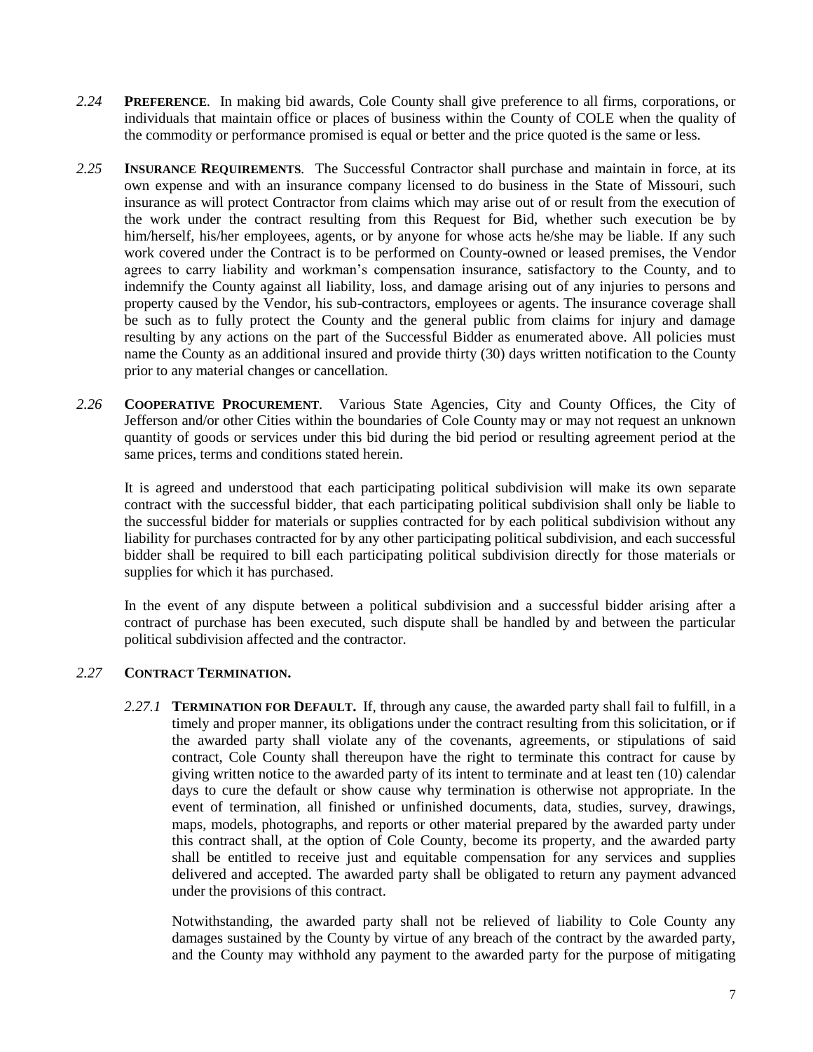*2.24* **PREFERENCE**. In making bid awards, Cole County shall give preference to all firms, corporations, or individuals that maintain office or places of business within the County of COLE when the quality of the commodity or performance promised is equal or better and the price quoted is the same or less.

*2.25* **INSURANCE REQUIREMENTS**. The Successful Contractor shall purchase and maintain in force, at its own expense and with an insurance company licensed to do business in the State of Missouri, such insurance as will protect Contractor from claims which may arise out of or result from the execution of the work under the contract resulting from this Request for Bid, whether such execution be by him/herself, his/her employees, agents, or by anyone for whose acts he/she may be liable. If any such work covered under the Contract is to be performed on County-owned or leased premises, the Vendor agrees to carry liability and workman's compensation insurance, satisfactory to the County, and to indemnify the County against all liability, loss, and damage arising out of any injuries to persons and property caused by the Vendor, his sub-contractors, employees or agents. The insurance coverage shall be such as to fully protect the County and the general public from claims for injury and damage resulting by any actions on the part of the Successful Bidder as enumerated above. All policies must name the County as an additional insured and provide thirty (30) days written notification to the County prior to any material changes or cancellation.

*2.26* **COOPERATIVE PROCUREMENT**. Various State Agencies, City and County Offices, the City of Jefferson and/or other Cities within the boundaries of Cole County may or may not request an unknown quantity of goods or services under this bid during the bid period or resulting agreement period at the same prices, terms and conditions stated herein.

It is agreed and understood that each participating political subdivision will make its own separate contract with the successful bidder, that each participating political subdivision shall only be liable to the successful bidder for materials or supplies contracted for by each political subdivision without any liability for purchases contracted for by any other participating political subdivision, and each successful bidder shall be required to bill each participating political subdivision directly for those materials or supplies for which it has purchased.

In the event of any dispute between a political subdivision and a successful bidder arising after a contract of purchase has been executed, such dispute shall be handled by and between the particular political subdivision affected and the contractor.

*2.27* **CONTRACT TERMINATION.**

*2.27.1* **TERMINATION FOR DEFAULT.** If, through any cause, the awarded party shall fail to fulfill, in a timely and proper manner, its obligations under the contract resulting from this solicitation, or if the awarded party shall violate any of the covenants, agreements, or stipulations of said contract, Cole County shall thereupon have the right to terminate this contract for cause by giving written notice to the awarded party of its intent to terminate and at least ten (10) calendar days to cure the default or show cause why termination is otherwise not appropriate. In the event of termination, all finished or unfinished documents, data, studies, survey, drawings, maps, models, photographs, and reports or other material prepared by the awarded party under this contract shall, at the option of Cole County, become its property, and the awarded party shall be entitled to receive just and equitable compensation for any services and supplies delivered and accepted. The awarded party shall be obligated to return any payment advanced under the provisions of this contract.

Notwithstanding, the awarded party shall not be relieved of liability to Cole County any damages sustained by the County by virtue of any breach of the contract by the awarded party, and the County may withhold any payment to the awarded party for the purpose of mitigating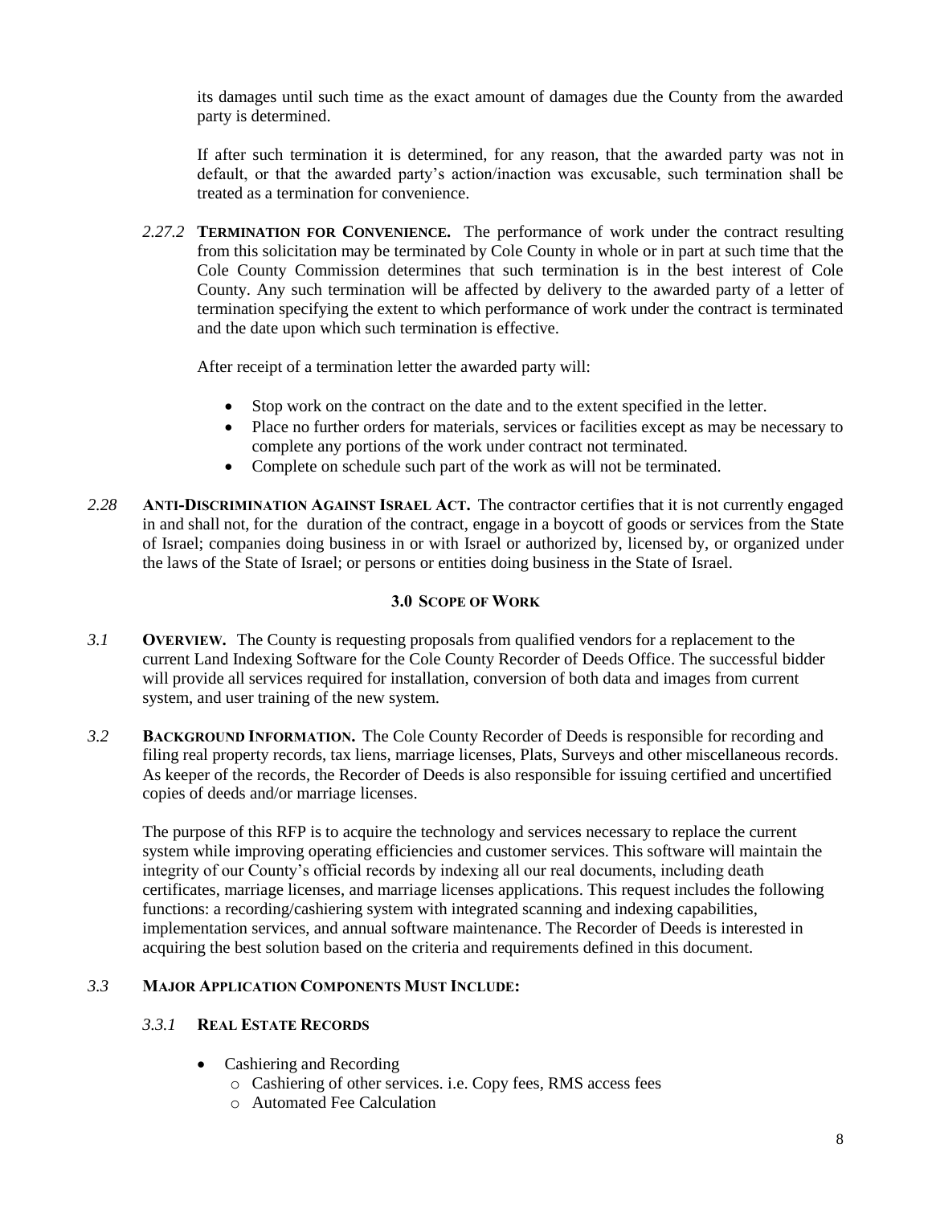its damages until such time as the exact amount of damages due the County from the awarded party is determined.

If after such termination it is determined, for any reason, that the awarded party was not in default, or that the awarded party's action/inaction was excusable, such termination shall be treated as a termination for convenience.

*2.27.2* **TERMINATION FOR CONVENIENCE.** The performance of work under the contract resulting from this solicitation may be terminated by Cole County in whole or in part at such time that the Cole County Commission determines that such termination is in the best interest of Cole County. Any such termination will be affected by delivery to the awarded party of a letter of termination specifying the extent to which performance of work under the contract is terminated and the date upon which such termination is effective.

After receipt of a termination letter the awarded party will:

- Stop work on the contract on the date and to the extent specified in the letter.
- Place no further orders for materials, services or facilities except as may be necessary to complete any portions of the work under contract not terminated.
- Complete on schedule such part of the work as will not be terminated.

*2.28* **ANTI-DISCRIMINATION AGAINST ISRAEL ACT.** The contractor certifies that it is not currently engaged in and shall not, for the duration of the contract, engage in a boycott of goods or services from the State of Israel; companies doing business in or with Israel or authorized by, licensed by, or organized under the laws of the State of Israel; or persons or entities doing business in the State of Israel.

## 3.0 SCOPE OF WORK

*3.1* **OVERVIEW.** The County is requesting proposals from qualified vendors for a replacement to the current Land Indexing Software for the Cole County Recorder of Deeds Office. The successful bidder will provide all services required for installation, conversion of both data and images from current system, and user training of the new system.

*3.2* **BACKGROUND INFORMATION.** The Cole County Recorder of Deeds is responsible for recording and filing real property records, tax liens, marriage licenses, Plats, Surveys and other miscellaneous records. As keeper of the records, the Recorder of Deeds is also responsible for issuing certified and uncertified copies of deeds and/or marriage licenses.

The purpose of this RFP is to acquire the technology and services necessary to replace the current system while improving operating efficiencies and customer services. This software will maintain the integrity of our County's official records by indexing all our real documents, including death certificates, marriage licenses, and marriage licenses applications. This request includes the following functions: a recording/cashiering system with integrated scanning and indexing capabilities, implementation services, and annual software maintenance. The Recorder of Deeds is interested in acquiring the best solution based on the criteria and requirements defined in this document.

*3.3* **MAJOR APPLICATION COMPONENTS MUST INCLUDE:**

*3.3.1* **REAL ESTATE RECORDS**

- Cashiering and Recording
  - Cashiering of other services. i.e. Copy fees, RMS access fees
  - Automated Fee Calculation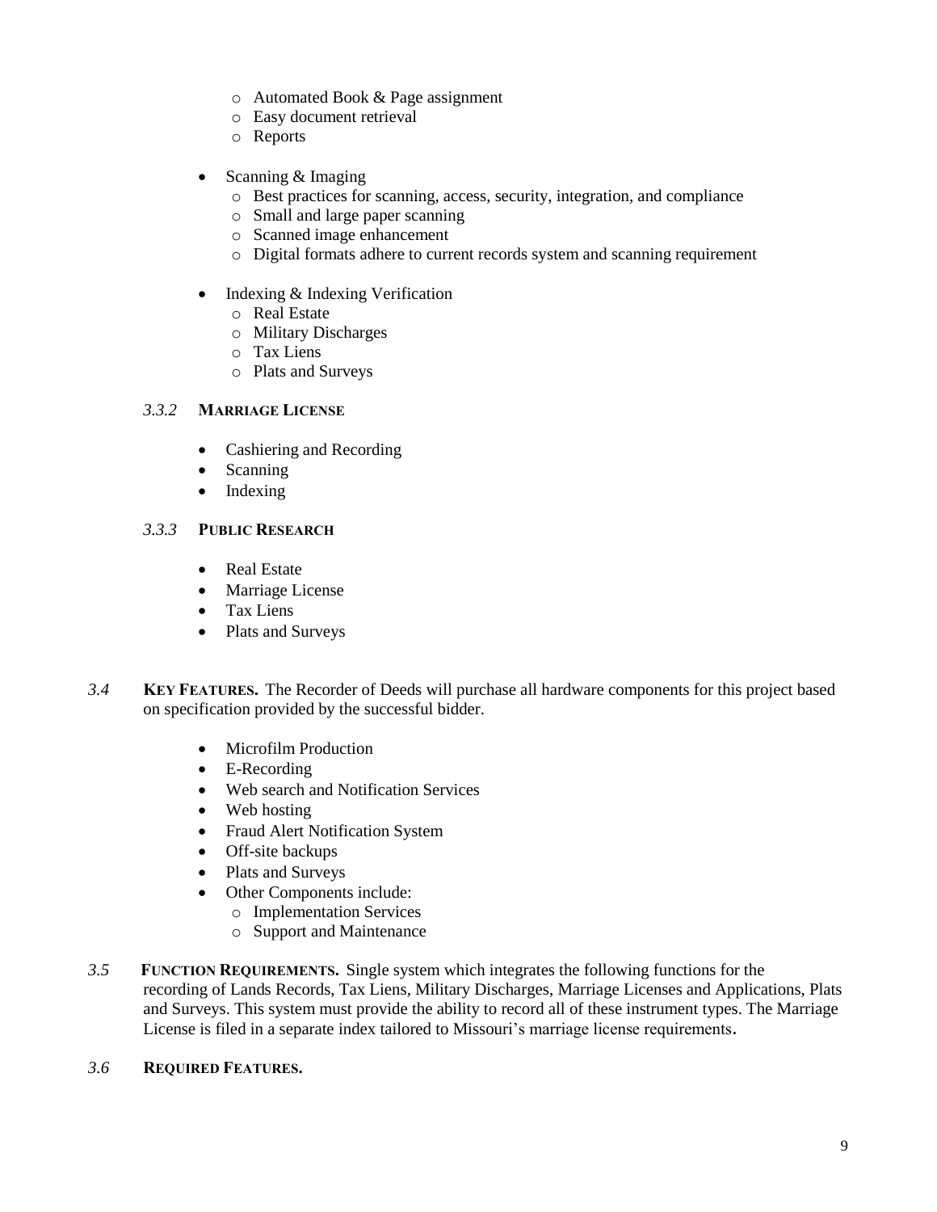- Automated Book & Page assignment
- Easy document retrieval
- Reports

- Scanning & Imaging
  - Best practices for scanning, access, security, integration, and compliance
  - Small and large paper scanning
  - Scanned image enhancement
  - Digital formats adhere to current records system and scanning requirement

- Indexing & Indexing Verification
  - Real Estate
  - Military Discharges
  - Tax Liens
  - Plats and Surveys

#### *3.3.2* **MARRIAGE LICENSE**

- Cashiering and Recording
- Scanning
- Indexing

#### *3.3.3* **PUBLIC RESEARCH**

- Real Estate
- Marriage License
- Tax Liens
- Plats and Surveys

*3.4* **KEY FEATURES.** The Recorder of Deeds will purchase all hardware components for this project based on specification provided by the successful bidder.

- Microfilm Production
- E-Recording
- Web search and Notification Services
- Web hosting
- Fraud Alert Notification System
- Off-site backups
- Plats and Surveys
- Other Components include:
  - Implementation Services
  - Support and Maintenance

*3.5* **FUNCTION REQUIREMENTS.** Single system which integrates the following functions for the recording of Lands Records, Tax Liens, Military Discharges, Marriage Licenses and Applications, Plats and Surveys. This system must provide the ability to record all of these instrument types. The Marriage License is filed in a separate index tailored to Missouri's marriage license requirements.

*3.6* **REQUIRED FEATURES.**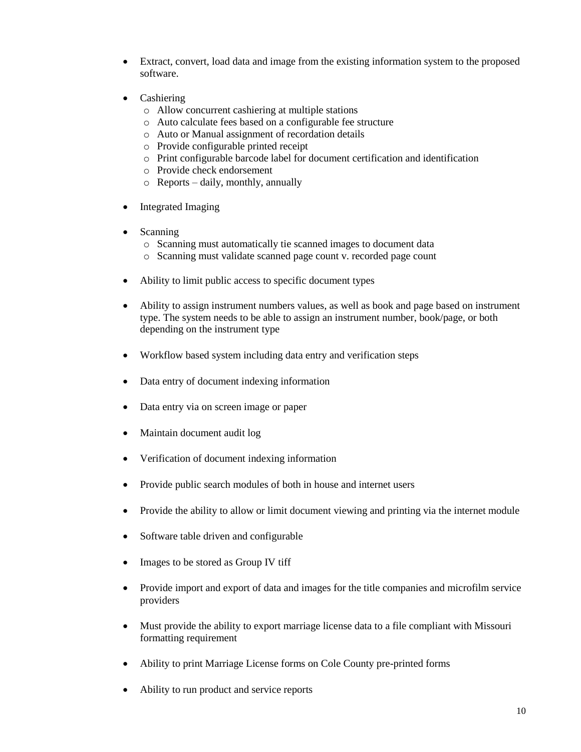- Extract, convert, load data and image from the existing information system to the proposed software.

- Cashiering
  - Allow concurrent cashiering at multiple stations
  - Auto calculate fees based on a configurable fee structure
  - Auto or Manual assignment of recordation details
  - Provide configurable printed receipt
  - Print configurable barcode label for document certification and identification
  - Provide check endorsement
  - Reports – daily, monthly, annually

- Integrated Imaging

- Scanning
  - Scanning must automatically tie scanned images to document data
  - Scanning must validate scanned page count v. recorded page count

- Ability to limit public access to specific document types

- Ability to assign instrument numbers values, as well as book and page based on instrument type. The system needs to be able to assign an instrument number, book/page, or both depending on the instrument type

- Workflow based system including data entry and verification steps

- Data entry of document indexing information

- Data entry via on screen image or paper

- Maintain document audit log

- Verification of document indexing information

- Provide public search modules of both in house and internet users

- Provide the ability to allow or limit document viewing and printing via the internet module

- Software table driven and configurable

- Images to be stored as Group IV tiff

- Provide import and export of data and images for the title companies and microfilm service providers

- Must provide the ability to export marriage license data to a file compliant with Missouri formatting requirement

- Ability to print Marriage License forms on Cole County pre-printed forms

- Ability to run product and service reports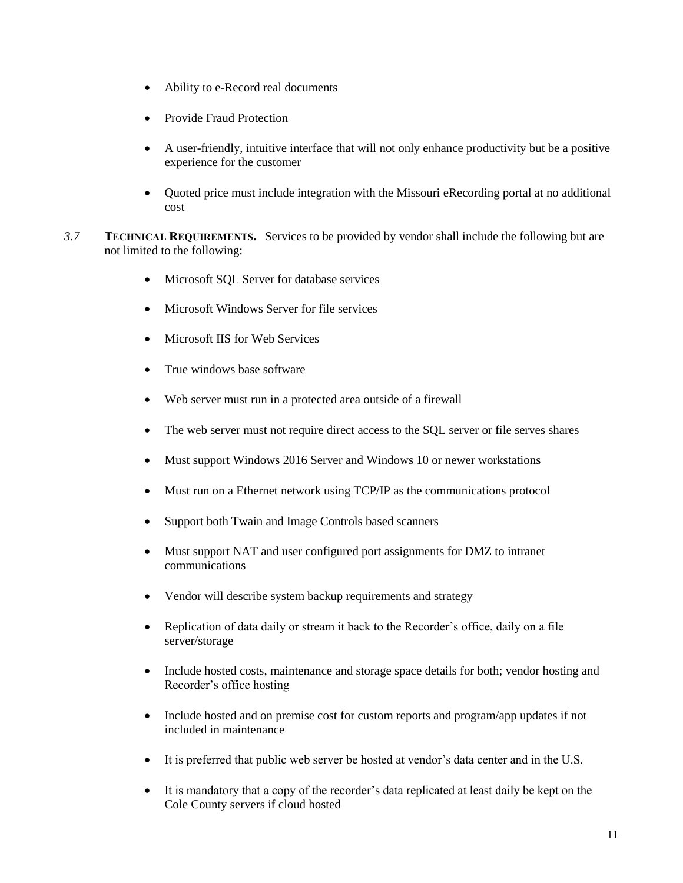- Ability to e-Record real documents
- Provide Fraud Protection
- A user-friendly, intuitive interface that will not only enhance productivity but be a positive experience for the customer
- Quoted price must include integration with the Missouri eRecording portal at no additional cost

*3.7* **TECHNICAL REQUIREMENTS.** Services to be provided by vendor shall include the following but are not limited to the following:

- Microsoft SQL Server for database services
- Microsoft Windows Server for file services
- Microsoft IIS for Web Services
- True windows base software
- Web server must run in a protected area outside of a firewall
- The web server must not require direct access to the SQL server or file serves shares
- Must support Windows 2016 Server and Windows 10 or newer workstations
- Must run on a Ethernet network using TCP/IP as the communications protocol
- Support both Twain and Image Controls based scanners
- Must support NAT and user configured port assignments for DMZ to intranet communications
- Vendor will describe system backup requirements and strategy
- Replication of data daily or stream it back to the Recorder's office, daily on a file server/storage
- Include hosted costs, maintenance and storage space details for both; vendor hosting and Recorder's office hosting
- Include hosted and on premise cost for custom reports and program/app updates if not included in maintenance
- It is preferred that public web server be hosted at vendor's data center and in the U.S.
- It is mandatory that a copy of the recorder's data replicated at least daily be kept on the Cole County servers if cloud hosted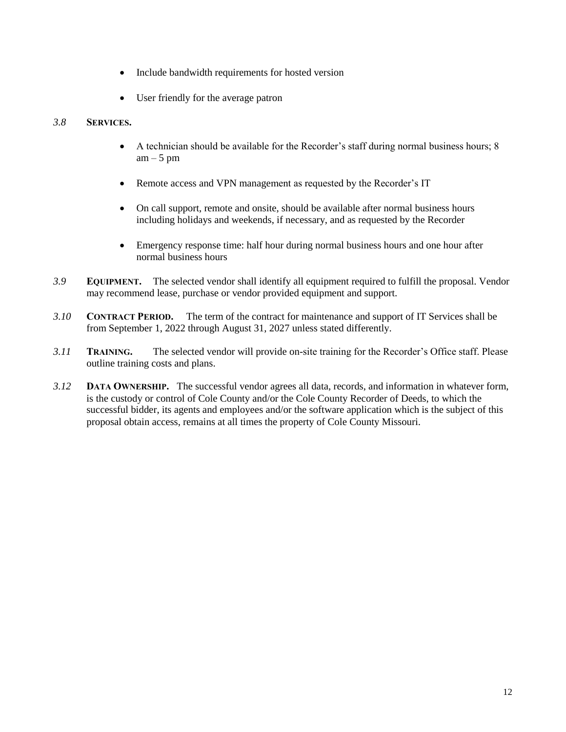- Include bandwidth requirements for hosted version
- User friendly for the average patron

*3.8* **SERVICES.**

- A technician should be available for the Recorder's staff during normal business hours; 8 am – 5 pm
- Remote access and VPN management as requested by the Recorder's IT
- On call support, remote and onsite, should be available after normal business hours including holidays and weekends, if necessary, and as requested by the Recorder
- Emergency response time: half hour during normal business hours and one hour after normal business hours

*3.9* **EQUIPMENT.** The selected vendor shall identify all equipment required to fulfill the proposal. Vendor may recommend lease, purchase or vendor provided equipment and support.

*3.10* **CONTRACT PERIOD.** The term of the contract for maintenance and support of IT Services shall be from September 1, 2022 through August 31, 2027 unless stated differently.

*3.11* **TRAINING.** The selected vendor will provide on-site training for the Recorder's Office staff. Please outline training costs and plans.

*3.12* **DATA OWNERSHIP.** The successful vendor agrees all data, records, and information in whatever form, is the custody or control of Cole County and/or the Cole County Recorder of Deeds, to which the successful bidder, its agents and employees and/or the software application which is the subject of this proposal obtain access, remains at all times the property of Cole County Missouri.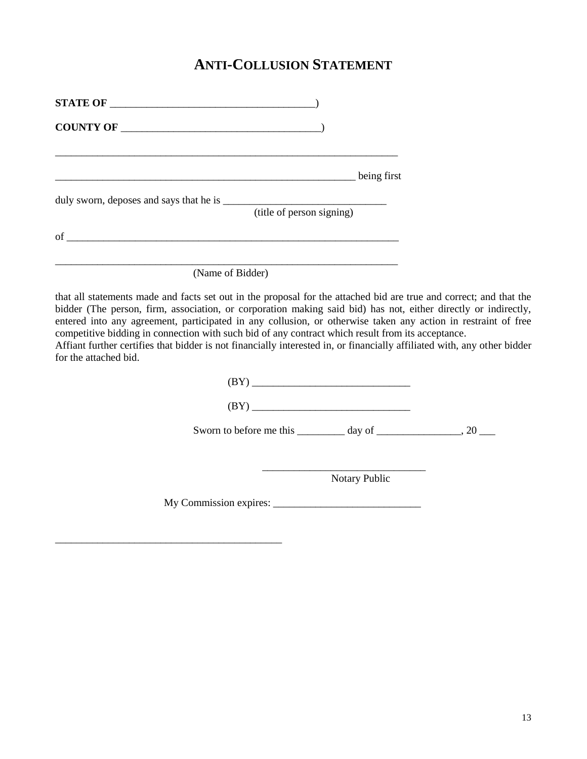# Anti-Collusion Statement

**STATE OF** _______________________________________)

**COUNTY OF** _____________________________________)

___________________________________________________________________

___________________________________________________________ being first

duly sworn, deposes and says that he is _______________________________
(title of person signing)

of _________________________________________________________________

___________________________________________________________________
(Name of Bidder)

that all statements made and facts set out in the proposal for the attached bid are true and correct; and that the bidder (The person, firm, association, or corporation making said bid) has not, either directly or indirectly, entered into any agreement, participated in any collusion, or otherwise taken any action in restraint of free competitive bidding in connection with such bid of any contract which result from its acceptance.
Affiant further certifies that bidder is not financially interested in, or financially affiliated with, any other bidder for the attached bid.

(BY) ______________________________

(BY) ______________________________

Sworn to before me this _________ day of ________________, 20 ___

_______________________________
Notary Public

My Commission expires: ____________________________

___________________________________________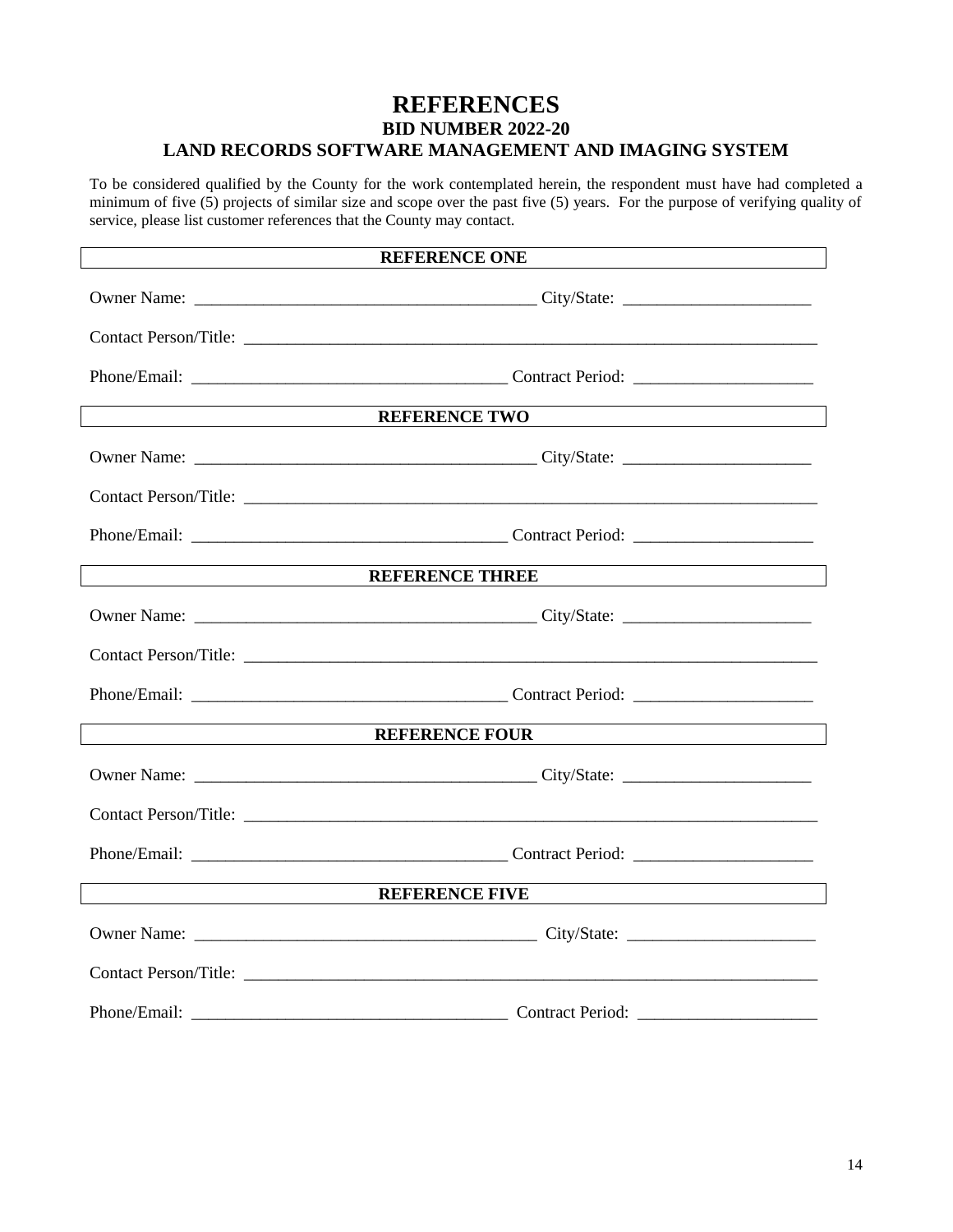# REFERENCES

## BID NUMBER 2022-20

## LAND RECORDS SOFTWARE MANAGEMENT AND IMAGING SYSTEM

To be considered qualified by the County for the work contemplated herein, the respondent must have had completed a minimum of five (5) projects of similar size and scope over the past five (5) years. For the purpose of verifying quality of service, please list customer references that the County may contact.

**REFERENCE ONE**

Owner Name: ________________________________________ City/State: ______________________

Contact Person/Title: ______________________________________________________________________

Phone/Email: ____________________________________ Contract Period: _____________________

**REFERENCE TWO**

Owner Name: ________________________________________ City/State: ______________________

Contact Person/Title: ______________________________________________________________________

Phone/Email: ____________________________________ Contract Period: _____________________

**REFERENCE THREE**

Owner Name: ________________________________________ City/State: ______________________

Contact Person/Title: ______________________________________________________________________

Phone/Email: ____________________________________ Contract Period: _____________________

**REFERENCE FOUR**

Owner Name: ________________________________________ City/State: ______________________

Contact Person/Title: ______________________________________________________________________

Phone/Email: ____________________________________ Contract Period: _____________________

**REFERENCE FIVE**

Owner Name: ________________________________________ City/State: ______________________

Contact Person/Title: ______________________________________________________________________

Phone/Email: ____________________________________ Contract Period: _____________________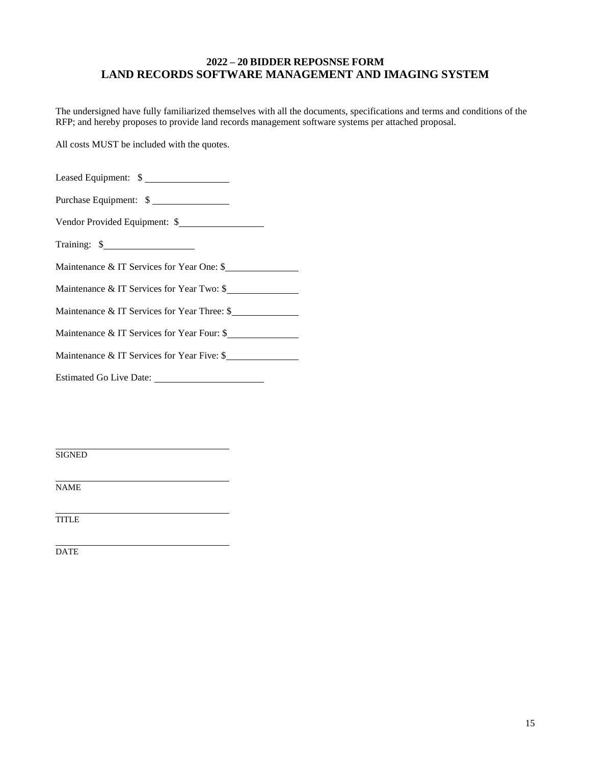## 2022 – 20 BIDDER REPOSNSE FORM
## LAND RECORDS SOFTWARE MANAGEMENT AND IMAGING SYSTEM

The undersigned have fully familiarized themselves with all the documents, specifications and terms and conditions of the RFP; and hereby proposes to provide land records management software systems per attached proposal.

All costs MUST be included with the quotes.

Leased Equipment: $ ________________

Purchase Equipment: $ ________________

Vendor Provided Equipment: $________________

Training: $________________

Maintenance & IT Services for Year One: $________________

Maintenance & IT Services for Year Two: $________________

Maintenance & IT Services for Year Three: $________________

Maintenance & IT Services for Year Four: $________________

Maintenance & IT Services for Year Five: $________________

Estimated Go Live Date: ____________________

____________________________________
SIGNED

____________________________________
NAME

____________________________________
TITLE

____________________________________
DATE